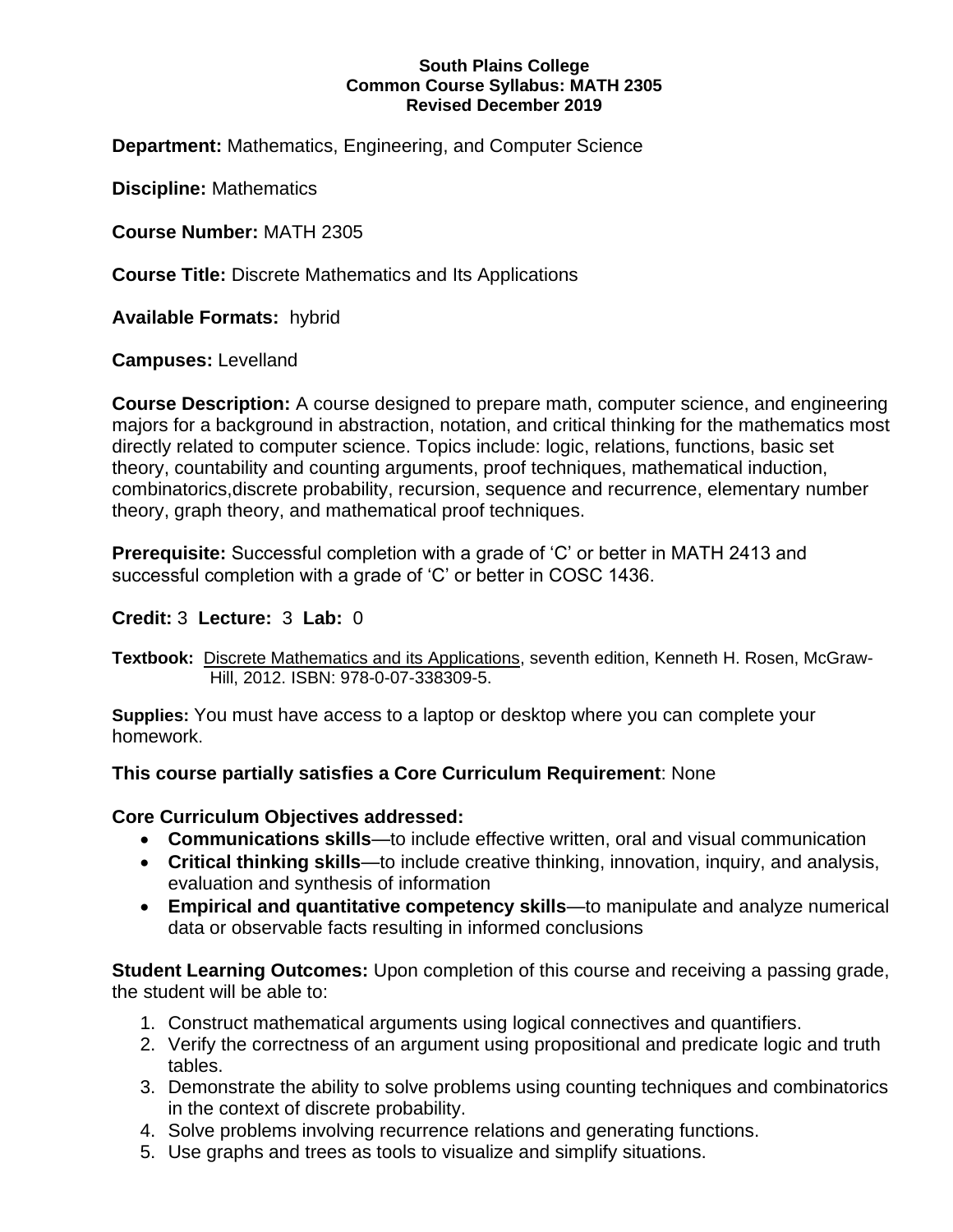**South Plains College**
**Common Course Syllabus: MATH 2305**
**Revised December 2019**

**Department:** Mathematics, Engineering, and Computer Science

**Discipline:** Mathematics

**Course Number:** MATH 2305

**Course Title:** Discrete Mathematics and Its Applications

**Available Formats:** hybrid

**Campuses:** Levelland

**Course Description:** A course designed to prepare math, computer science, and engineering majors for a background in abstraction, notation, and critical thinking for the mathematics most directly related to computer science. Topics include: logic, relations, functions, basic set theory, countability and counting arguments, proof techniques, mathematical induction, combinatorics,discrete probability, recursion, sequence and recurrence, elementary number theory, graph theory, and mathematical proof techniques.

**Prerequisite:** Successful completion with a grade of 'C' or better in MATH 2413 and successful completion with a grade of 'C' or better in COSC 1436.

**Credit:** 3 **Lecture:** 3 **Lab:** 0

**Textbook:** Discrete Mathematics and its Applications, seventh edition, Kenneth H. Rosen, McGraw-Hill, 2012. ISBN: 978-0-07-338309-5.

**Supplies:** You must have access to a laptop or desktop where you can complete your homework.

**This course partially satisfies a Core Curriculum Requirement**: None

**Core Curriculum Objectives addressed:**

- **Communications skills**—to include effective written, oral and visual communication
- **Critical thinking skills**—to include creative thinking, innovation, inquiry, and analysis, evaluation and synthesis of information
- **Empirical and quantitative competency skills**—to manipulate and analyze numerical data or observable facts resulting in informed conclusions

**Student Learning Outcomes:** Upon completion of this course and receiving a passing grade, the student will be able to:

1. Construct mathematical arguments using logical connectives and quantifiers.
2. Verify the correctness of an argument using propositional and predicate logic and truth tables.
3. Demonstrate the ability to solve problems using counting techniques and combinatorics in the context of discrete probability.
4. Solve problems involving recurrence relations and generating functions.
5. Use graphs and trees as tools to visualize and simplify situations.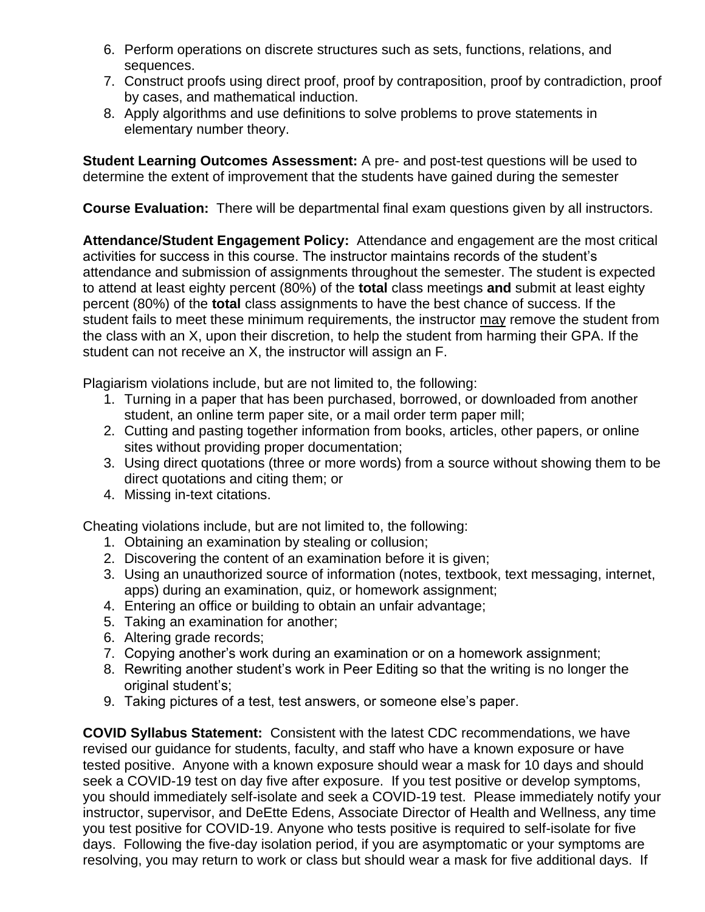6. Perform operations on discrete structures such as sets, functions, relations, and sequences.
7. Construct proofs using direct proof, proof by contraposition, proof by contradiction, proof by cases, and mathematical induction.
8. Apply algorithms and use definitions to solve problems to prove statements in elementary number theory.

**Student Learning Outcomes Assessment:** A pre- and post-test questions will be used to determine the extent of improvement that the students have gained during the semester

**Course Evaluation:** There will be departmental final exam questions given by all instructors.

**Attendance/Student Engagement Policy:** Attendance and engagement are the most critical activities for success in this course. The instructor maintains records of the student's attendance and submission of assignments throughout the semester. The student is expected to attend at least eighty percent (80%) of the **total** class meetings **and** submit at least eighty percent (80%) of the **total** class assignments to have the best chance of success. If the student fails to meet these minimum requirements, the instructor <u>may</u> remove the student from the class with an X, upon their discretion, to help the student from harming their GPA. If the student can not receive an X, the instructor will assign an F.

Plagiarism violations include, but are not limited to, the following:

1. Turning in a paper that has been purchased, borrowed, or downloaded from another student, an online term paper site, or a mail order term paper mill;
2. Cutting and pasting together information from books, articles, other papers, or online sites without providing proper documentation;
3. Using direct quotations (three or more words) from a source without showing them to be direct quotations and citing them; or
4. Missing in-text citations.

Cheating violations include, but are not limited to, the following:

1. Obtaining an examination by stealing or collusion;
2. Discovering the content of an examination before it is given;
3. Using an unauthorized source of information (notes, textbook, text messaging, internet, apps) during an examination, quiz, or homework assignment;
4. Entering an office or building to obtain an unfair advantage;
5. Taking an examination for another;
6. Altering grade records;
7. Copying another's work during an examination or on a homework assignment;
8. Rewriting another student's work in Peer Editing so that the writing is no longer the original student's;
9. Taking pictures of a test, test answers, or someone else's paper.

**COVID Syllabus Statement:** Consistent with the latest CDC recommendations, we have revised our guidance for students, faculty, and staff who have a known exposure or have tested positive. Anyone with a known exposure should wear a mask for 10 days and should seek a COVID-19 test on day five after exposure. If you test positive or develop symptoms, you should immediately self-isolate and seek a COVID-19 test. Please immediately notify your instructor, supervisor, and DeEtte Edens, Associate Director of Health and Wellness, any time you test positive for COVID-19. Anyone who tests positive is required to self-isolate for five days. Following the five-day isolation period, if you are asymptomatic or your symptoms are resolving, you may return to work or class but should wear a mask for five additional days. If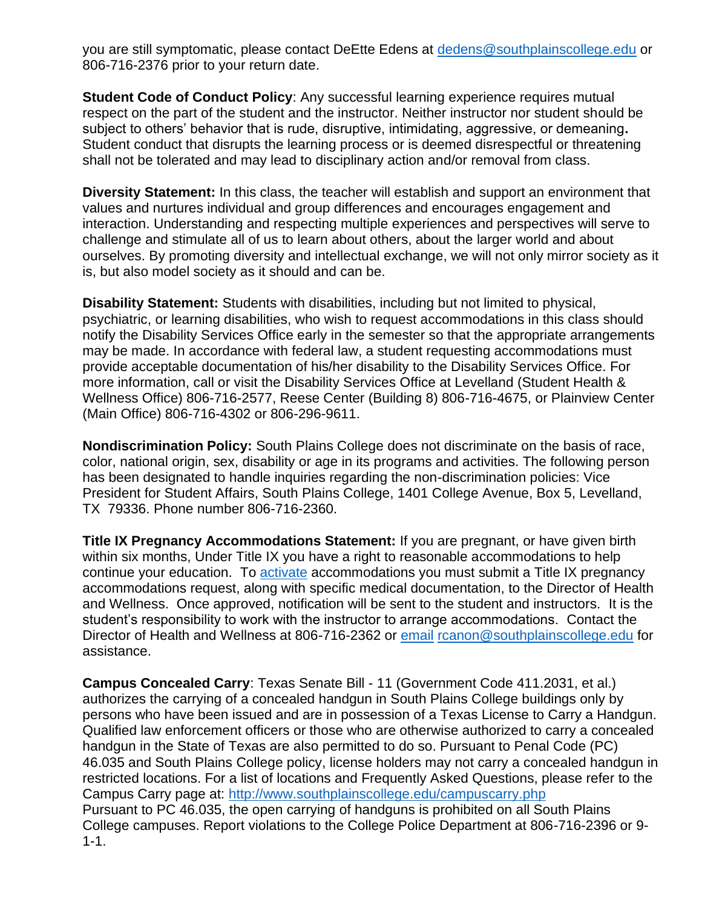you are still symptomatic, please contact DeEtte Edens at [dedens@southplainscollege.edu](mailto:dedens@southplainscollege.edu) or 806-716-2376 prior to your return date.

**Student Code of Conduct Policy**: Any successful learning experience requires mutual respect on the part of the student and the instructor. Neither instructor nor student should be subject to others' behavior that is rude, disruptive, intimidating, aggressive, or demeaning**.** Student conduct that disrupts the learning process or is deemed disrespectful or threatening shall not be tolerated and may lead to disciplinary action and/or removal from class.

**Diversity Statement:** In this class, the teacher will establish and support an environment that values and nurtures individual and group differences and encourages engagement and interaction. Understanding and respecting multiple experiences and perspectives will serve to challenge and stimulate all of us to learn about others, about the larger world and about ourselves. By promoting diversity and intellectual exchange, we will not only mirror society as it is, but also model society as it should and can be.

**Disability Statement:** Students with disabilities, including but not limited to physical, psychiatric, or learning disabilities, who wish to request accommodations in this class should notify the Disability Services Office early in the semester so that the appropriate arrangements may be made. In accordance with federal law, a student requesting accommodations must provide acceptable documentation of his/her disability to the Disability Services Office. For more information, call or visit the Disability Services Office at Levelland (Student Health & Wellness Office) 806-716-2577, Reese Center (Building 8) 806-716-4675, or Plainview Center (Main Office) 806-716-4302 or 806-296-9611.

**Nondiscrimination Policy:** South Plains College does not discriminate on the basis of race, color, national origin, sex, disability or age in its programs and activities. The following person has been designated to handle inquiries regarding the non-discrimination policies: Vice President for Student Affairs, South Plains College, 1401 College Avenue, Box 5, Levelland, TX 79336. Phone number 806-716-2360.

**Title IX Pregnancy Accommodations Statement:** If you are pregnant, or have given birth within six months, Under Title IX you have a right to reasonable accommodations to help continue your education. To activate accommodations you must submit a Title IX pregnancy accommodations request, along with specific medical documentation, to the Director of Health and Wellness. Once approved, notification will be sent to the student and instructors. It is the student's responsibility to work with the instructor to arrange accommodations. Contact the Director of Health and Wellness at 806-716-2362 or email [rcanon@southplainscollege.edu](mailto:rcanon@southplainscollege.edu) for assistance.

**Campus Concealed Carry**: Texas Senate Bill - 11 (Government Code 411.2031, et al.) authorizes the carrying of a concealed handgun in South Plains College buildings only by persons who have been issued and are in possession of a Texas License to Carry a Handgun. Qualified law enforcement officers or those who are otherwise authorized to carry a concealed handgun in the State of Texas are also permitted to do so. Pursuant to Penal Code (PC) 46.035 and South Plains College policy, license holders may not carry a concealed handgun in restricted locations. For a list of locations and Frequently Asked Questions, please refer to the Campus Carry page at: http://www.southplainscollege.edu/campuscarry.php
Pursuant to PC 46.035, the open carrying of handguns is prohibited on all South Plains College campuses. Report violations to the College Police Department at 806-716-2396 or 9-1-1.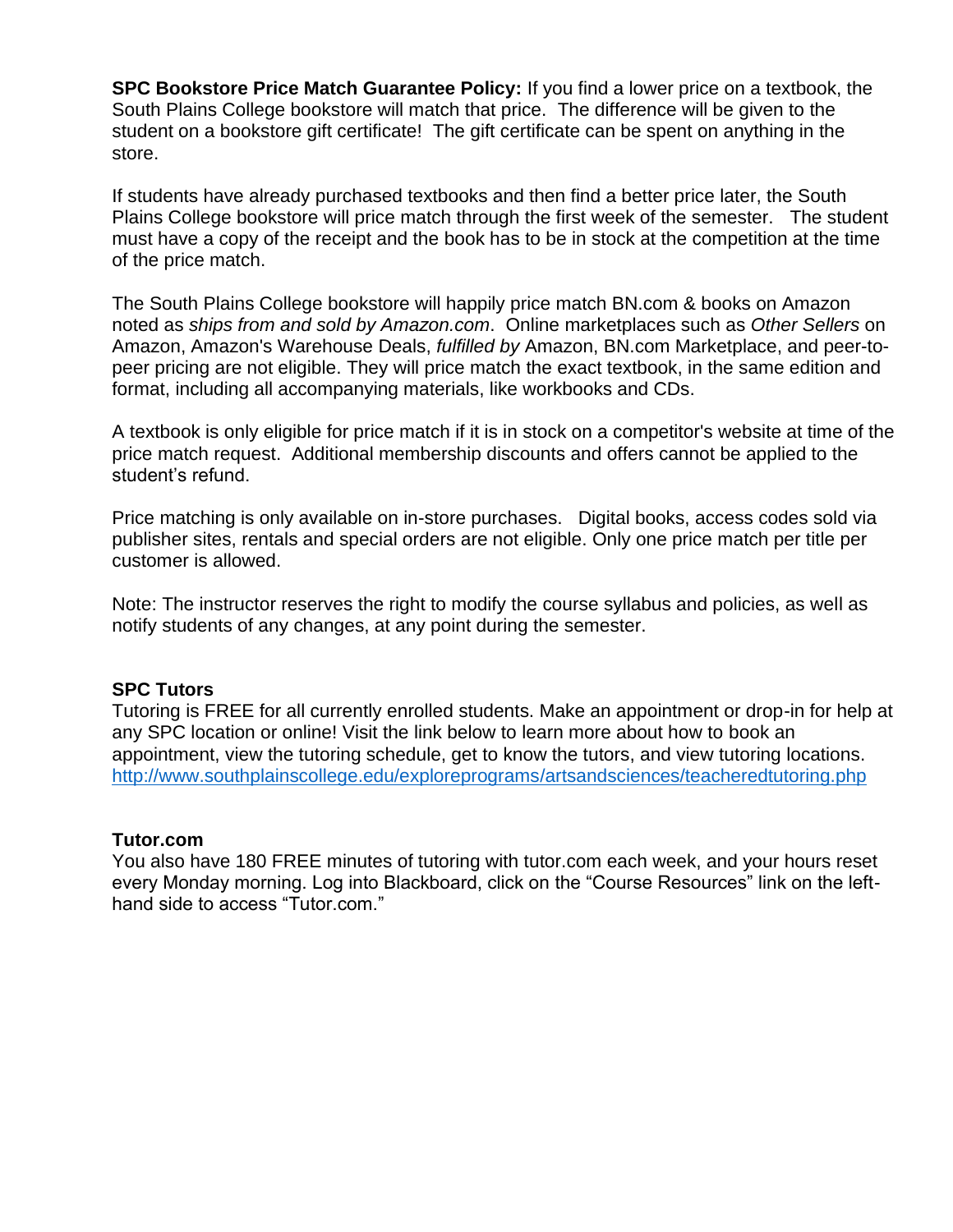**SPC Bookstore Price Match Guarantee Policy:** If you find a lower price on a textbook, the South Plains College bookstore will match that price. The difference will be given to the student on a bookstore gift certificate! The gift certificate can be spent on anything in the store.

If students have already purchased textbooks and then find a better price later, the South Plains College bookstore will price match through the first week of the semester. The student must have a copy of the receipt and the book has to be in stock at the competition at the time of the price match.

The South Plains College bookstore will happily price match BN.com & books on Amazon noted as *ships from and sold by Amazon.com*. Online marketplaces such as *Other Sellers* on Amazon, Amazon's Warehouse Deals, *fulfilled by* Amazon, BN.com Marketplace, and peer-to-peer pricing are not eligible. They will price match the exact textbook, in the same edition and format, including all accompanying materials, like workbooks and CDs.

A textbook is only eligible for price match if it is in stock on a competitor's website at time of the price match request. Additional membership discounts and offers cannot be applied to the student's refund.

Price matching is only available on in-store purchases. Digital books, access codes sold via publisher sites, rentals and special orders are not eligible. Only one price match per title per customer is allowed.

Note: The instructor reserves the right to modify the course syllabus and policies, as well as notify students of any changes, at any point during the semester.

**SPC Tutors**
Tutoring is FREE for all currently enrolled students. Make an appointment or drop-in for help at any SPC location or online! Visit the link below to learn more about how to book an appointment, view the tutoring schedule, get to know the tutors, and view tutoring locations.
http://www.southplainscollege.edu/exploreprograms/artsandsciences/teacheredtutoring.php

**Tutor.com**
You also have 180 FREE minutes of tutoring with tutor.com each week, and your hours reset every Monday morning. Log into Blackboard, click on the "Course Resources" link on the left-hand side to access "Tutor.com."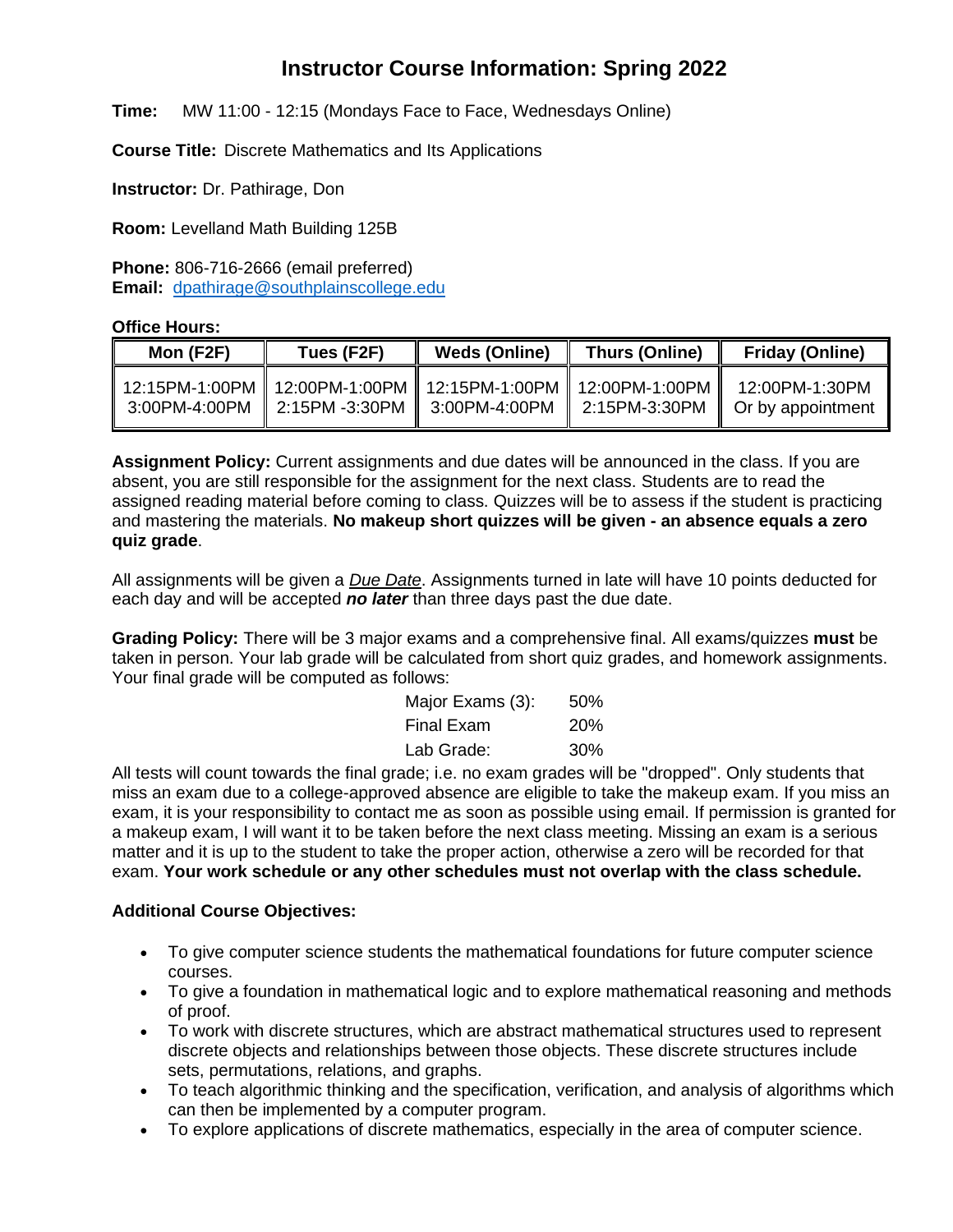# Instructor Course Information: Spring 2022

**Time:** MW 11:00 - 12:15 (Mondays Face to Face, Wednesdays Online)

**Course Title:** Discrete Mathematics and Its Applications

**Instructor:** Dr. Pathirage, Don

**Room:** Levelland Math Building 125B

**Phone:** 806-716-2666 (email preferred)
**Email:** dpathirage@southplainscollege.edu

**Office Hours:**

| Mon (F2F) | Tues (F2F) | Weds (Online) | Thurs (Online) | Friday (Online) |
|---|---|---|---|---|
| 12:15PM-1:00PM<br>3:00PM-4:00PM | 12:00PM-1:00PM<br>2:15PM -3:30PM | 12:15PM-1:00PM<br>3:00PM-4:00PM | 12:00PM-1:00PM<br>2:15PM-3:30PM | 12:00PM-1:30PM<br>Or by appointment |

**Assignment Policy:** Current assignments and due dates will be announced in the class. If you are absent, you are still responsible for the assignment for the next class. Students are to read the assigned reading material before coming to class. Quizzes will be to assess if the student is practicing and mastering the materials. **No makeup short quizzes will be given - an absence equals a zero quiz grade**.

All assignments will be given a *Due Date*. Assignments turned in late will have 10 points deducted for each day and will be accepted ***no later*** than three days past the due date.

**Grading Policy:** There will be 3 major exams and a comprehensive final. All exams/quizzes **must** be taken in person. Your lab grade will be calculated from short quiz grades, and homework assignments. Your final grade will be computed as follows:

| | |
|---|---|
| Major Exams (3): | 50% |
| Final Exam | 20% |
| Lab Grade: | 30% |

All tests will count towards the final grade; i.e. no exam grades will be "dropped". Only students that miss an exam due to a college-approved absence are eligible to take the makeup exam. If you miss an exam, it is your responsibility to contact me as soon as possible using email. If permission is granted for a makeup exam, I will want it to be taken before the next class meeting. Missing an exam is a serious matter and it is up to the student to take the proper action, otherwise a zero will be recorded for that exam. **Your work schedule or any other schedules must not overlap with the class schedule.**

**Additional Course Objectives:**

- To give computer science students the mathematical foundations for future computer science courses.
- To give a foundation in mathematical logic and to explore mathematical reasoning and methods of proof.
- To work with discrete structures, which are abstract mathematical structures used to represent discrete objects and relationships between those objects. These discrete structures include sets, permutations, relations, and graphs.
- To teach algorithmic thinking and the specification, verification, and analysis of algorithms which can then be implemented by a computer program.
- To explore applications of discrete mathematics, especially in the area of computer science.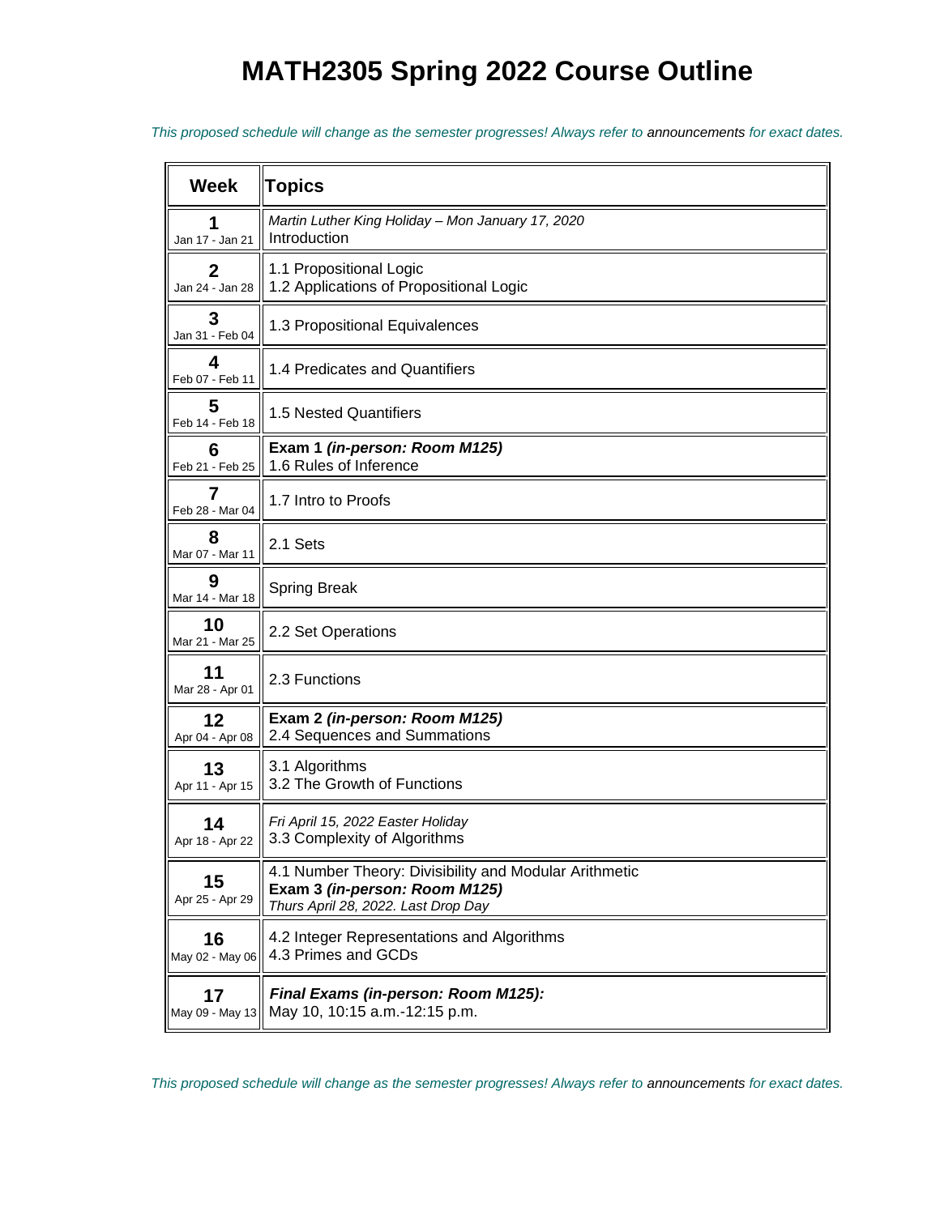# MATH2305 Spring 2022 Course Outline

*This proposed schedule will change as the semester progresses! Always refer to* announcements *for exact dates.*

| Week | Topics |
|---|---|
| **1**<br>Jan 17 - Jan 21 | *Martin Luther King Holiday – Mon January 17, 2020*<br>Introduction |
| **2**<br>Jan 24 - Jan 28 | 1.1 Propositional Logic<br>1.2 Applications of Propositional Logic |
| **3**<br>Jan 31 - Feb 04 | 1.3 Propositional Equivalences |
| **4**<br>Feb 07 - Feb 11 | 1.4 Predicates and Quantifiers |
| **5**<br>Feb 14 - Feb 18 | 1.5 Nested Quantifiers |
| **6**<br>Feb 21 - Feb 25 | **Exam 1 *(in-person: Room M125)***<br>1.6 Rules of Inference |
| **7**<br>Feb 28 - Mar 04 | 1.7 Intro to Proofs |
| **8**<br>Mar 07 - Mar 11 | 2.1 Sets |
| **9**<br>Mar 14 - Mar 18 | Spring Break |
| **10**<br>Mar 21 - Mar 25 | 2.2 Set Operations |
| **11**<br>Mar 28 - Apr 01 | 2.3 Functions |
| **12**<br>Apr 04 - Apr 08 | **Exam 2 *(in-person: Room M125)***<br>2.4 Sequences and Summations |
| **13**<br>Apr 11 - Apr 15 | 3.1 Algorithms<br>3.2 The Growth of Functions |
| **14**<br>Apr 18 - Apr 22 | *Fri April 15, 2022 Easter Holiday*<br>3.3 Complexity of Algorithms |
| **15**<br>Apr 25 - Apr 29 | 4.1 Number Theory: Divisibility and Modular Arithmetic<br>**Exam 3 *(in-person: Room M125)***<br>*Thurs April 28, 2022. Last Drop Day* |
| **16**<br>May 02 - May 06 | 4.2 Integer Representations and Algorithms<br>4.3 Primes and GCDs |
| **17**<br>May 09 - May 13 | ***Final Exams (in-person: Room M125):***<br>May 10, 10:15 a.m.-12:15 p.m. |

*This proposed schedule will change as the semester progresses! Always refer to* announcements *for exact dates.*